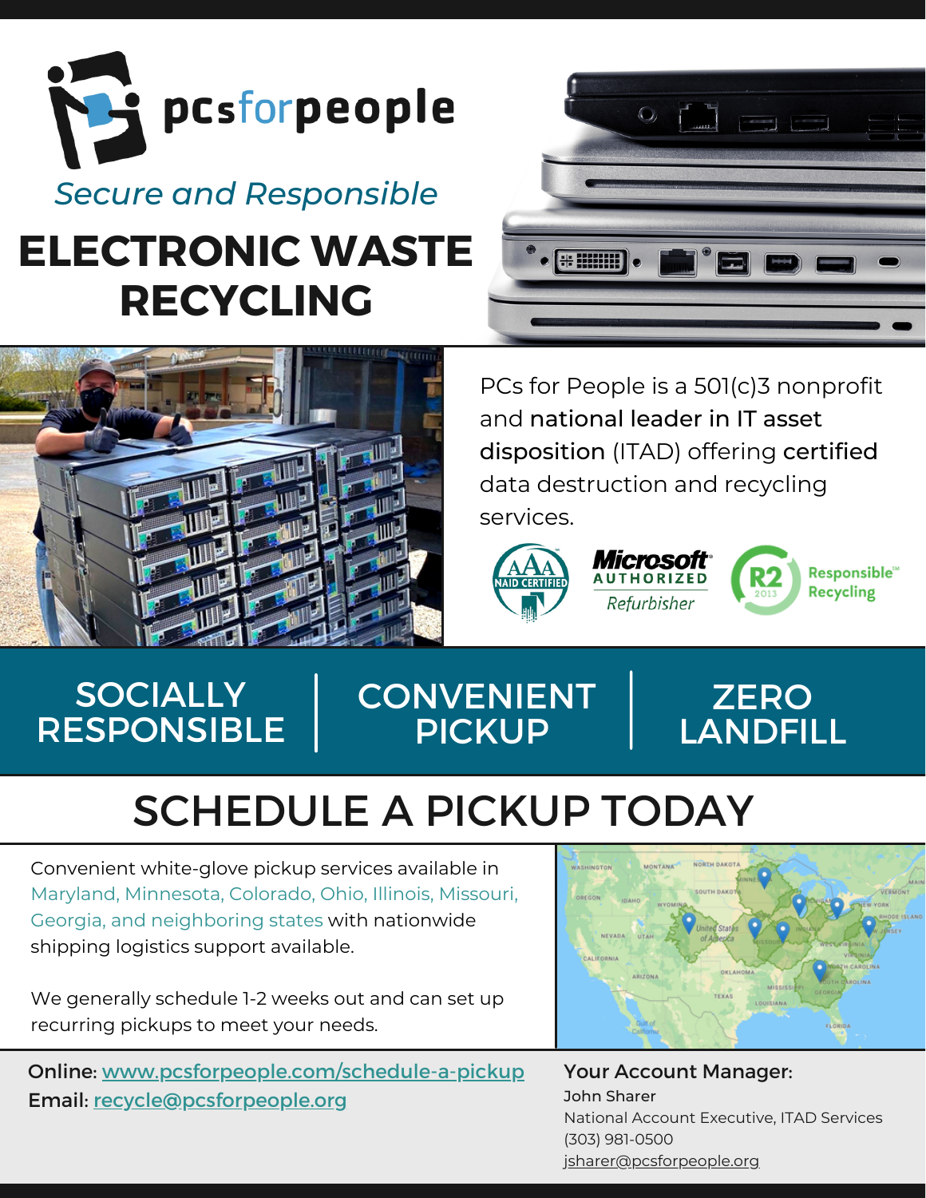pcsforpeople

*Secure and Responsible*

# ELECTRONIC WASTE RECYCLING

PCs for People is a 501(c)3 nonprofit and **national leader in IT asset disposition** (ITAD) offering **certified** data destruction and recycling services.

AAA NAID CERTIFIED | Microsoft AUTHORIZED Refurbisher | R2 2013 Responsible™ Recycling

**SOCIALLY RESPONSIBLE** | **CONVENIENT PICKUP** | **ZERO LANDFILL**

## SCHEDULE A PICKUP TODAY

Convenient white-glove pickup services available in Maryland, Minnesota, Colorado, Ohio, Illinois, Missouri, Georgia, and neighboring states with nationwide shipping logistics support available.

We generally schedule 1-2 weeks out and can set up recurring pickups to meet your needs.

**Online:** [www.pcsforpeople.com/schedule-a-pickup](http://www.pcsforpeople.com/schedule-a-pickup)
**Email:** [recycle@pcsforpeople.org](mailto:recycle@pcsforpeople.org)

**Your Account Manager:**
John Sharer
National Account Executive, ITAD Services
(303) 981-0500
[jsharer@pcsforpeople.org](mailto:jsharer@pcsforpeople.org)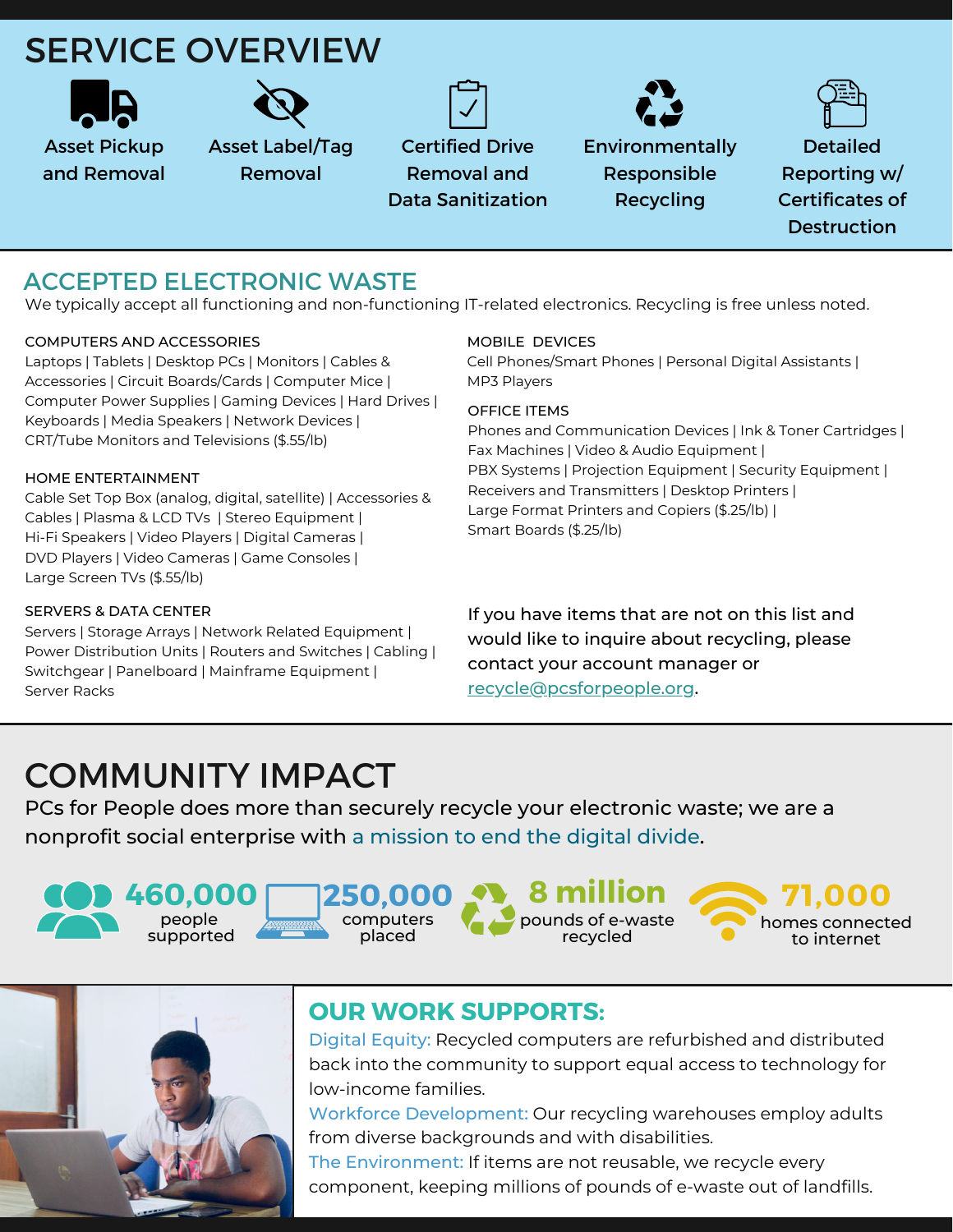# SERVICE OVERVIEW

- Asset Pickup and Removal
- Asset Label/Tag Removal
- Certified Drive Removal and Data Sanitization
- Environmentally Responsible Recycling
- Detailed Reporting w/ Certificates of Destruction

## ACCEPTED ELECTRONIC WASTE

We typically accept all functioning and non-functioning IT-related electronics. Recycling is free unless noted.

### COMPUTERS AND ACCESSORIES

Laptops | Tablets | Desktop PCs | Monitors | Cables & Accessories | Circuit Boards/Cards | Computer Mice | Computer Power Supplies | Gaming Devices | Hard Drives | Keyboards | Media Speakers | Network Devices | CRT/Tube Monitors and Televisions ($.55/lb)

### HOME ENTERTAINMENT

Cable Set Top Box (analog, digital, satellite) | Accessories & Cables | Plasma & LCD TVs | Stereo Equipment | Hi-Fi Speakers | Video Players | Digital Cameras | DVD Players | Video Cameras | Game Consoles | Large Screen TVs ($.55/lb)

### SERVERS & DATA CENTER

Servers | Storage Arrays | Network Related Equipment | Power Distribution Units | Routers and Switches | Cabling | Switchgear | Panelboard | Mainframe Equipment | Server Racks

### MOBILE DEVICES

Cell Phones/Smart Phones | Personal Digital Assistants | MP3 Players

### OFFICE ITEMS

Phones and Communication Devices | Ink & Toner Cartridges | Fax Machines | Video & Audio Equipment | PBX Systems | Projection Equipment | Security Equipment | Receivers and Transmitters | Desktop Printers | Large Format Printers and Copiers ($.25/lb) | Smart Boards ($.25/lb)

If you have items that are not on this list and would like to inquire about recycling, please contact your account manager or recycle@pcsforpeople.org.

# COMMUNITY IMPACT

PCs for People does more than securely recycle your electronic waste; we are a nonprofit social enterprise with a mission to end the digital divide.

**460,000** people supported

**250,000** computers placed

**8 million** pounds of e-waste recycled

**71,000** homes connected to internet

## OUR WORK SUPPORTS:

Digital Equity: Recycled computers are refurbished and distributed back into the community to support equal access to technology for low-income families.

Workforce Development: Our recycling warehouses employ adults from diverse backgrounds and with disabilities.

The Environment: If items are not reusable, we recycle every component, keeping millions of pounds of e-waste out of landfills.